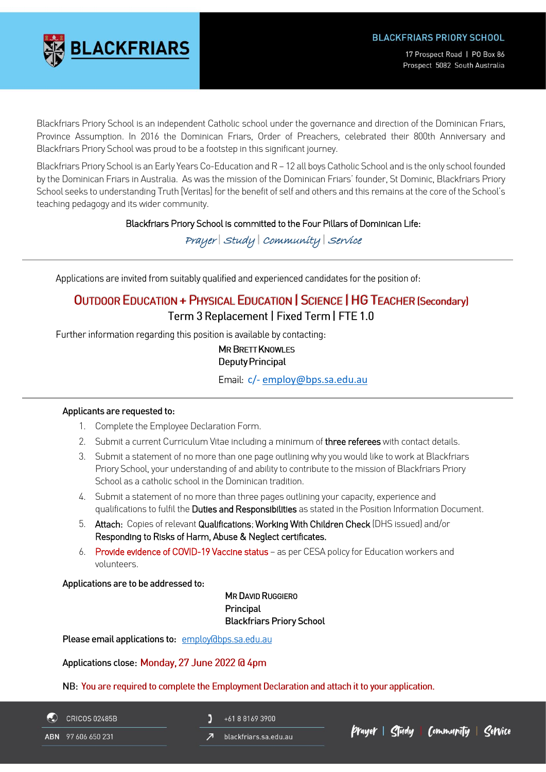BLACKFRIARS

**BLACKFRIARS PRIORY SCHOOL**

17 Prospect Road | PO Box 86
Prospect 5082 South Australia

Blackfriars Priory School is an independent Catholic school under the governance and direction of the Dominican Friars, Province Assumption. In 2016 the Dominican Friars, Order of Preachers, celebrated their 800th Anniversary and Blackfriars Priory School was proud to be a footstep in this significant journey.

Blackfriars Priory School is an Early Years Co-Education and R – 12 all boys Catholic School and is the only school founded by the Dominican Friars in Australia. As was the mission of the Dominican Friars' founder, St Dominic, Blackfriars Priory School seeks to understanding Truth [Veritas] for the benefit of self and others and this remains at the core of the School's teaching pedagogy and its wider community.

Blackfriars Priory School is committed to the Four Pillars of Dominican Life:

*Prayer | Study | Community | Service*

---

Applications are invited from suitably qualified and experienced candidates for the position of:

## OUTDOOR EDUCATION + PHYSICAL EDUCATION | SCIENCE | HG TEACHER (Secondary)

### Term 3 Replacement | Fixed Term | FTE 1.0

Further information regarding this position is available by contacting:

MR BRETT KNOWLES
Deputy Principal

Email: c/- employ@bps.sa.edu.au

---

**Applicants are requested to:**

1. Complete the Employee Declaration Form.
2. Submit a current Curriculum Vitae including a minimum of **three referees** with contact details.
3. Submit a statement of no more than one page outlining why you would like to work at Blackfriars Priory School, your understanding of and ability to contribute to the mission of Blackfriars Priory School as a catholic school in the Dominican tradition.
4. Submit a statement of no more than three pages outlining your capacity, experience and qualifications to fulfil the **Duties and Responsibilities** as stated in the Position Information Document.
5. **Attach:** Copies of relevant **Qualifications**; **Working With Children Check** (DHS issued) and/or **Responding to Risks of Harm, Abuse & Neglect certificates.**
6. Provide evidence of COVID-19 Vaccine status – as per CESA policy for Education workers and volunteers.

**Applications are to be addressed to:**

**MR DAVID RUGGIERO**
**Principal**
**Blackfriars Priory School**

**Please email applications to:** employ@bps.sa.edu.au

**Applications close:** Monday, 27 June 2022 @ 4pm

**NB:** You are required to complete the Employment Declaration and attach it to your application.

CRICOS 02485B | ABN 97 606 650 231 | +61 8 8169 3900 | blackfriars.sa.edu.au

*Prayer | Study | Community | Service*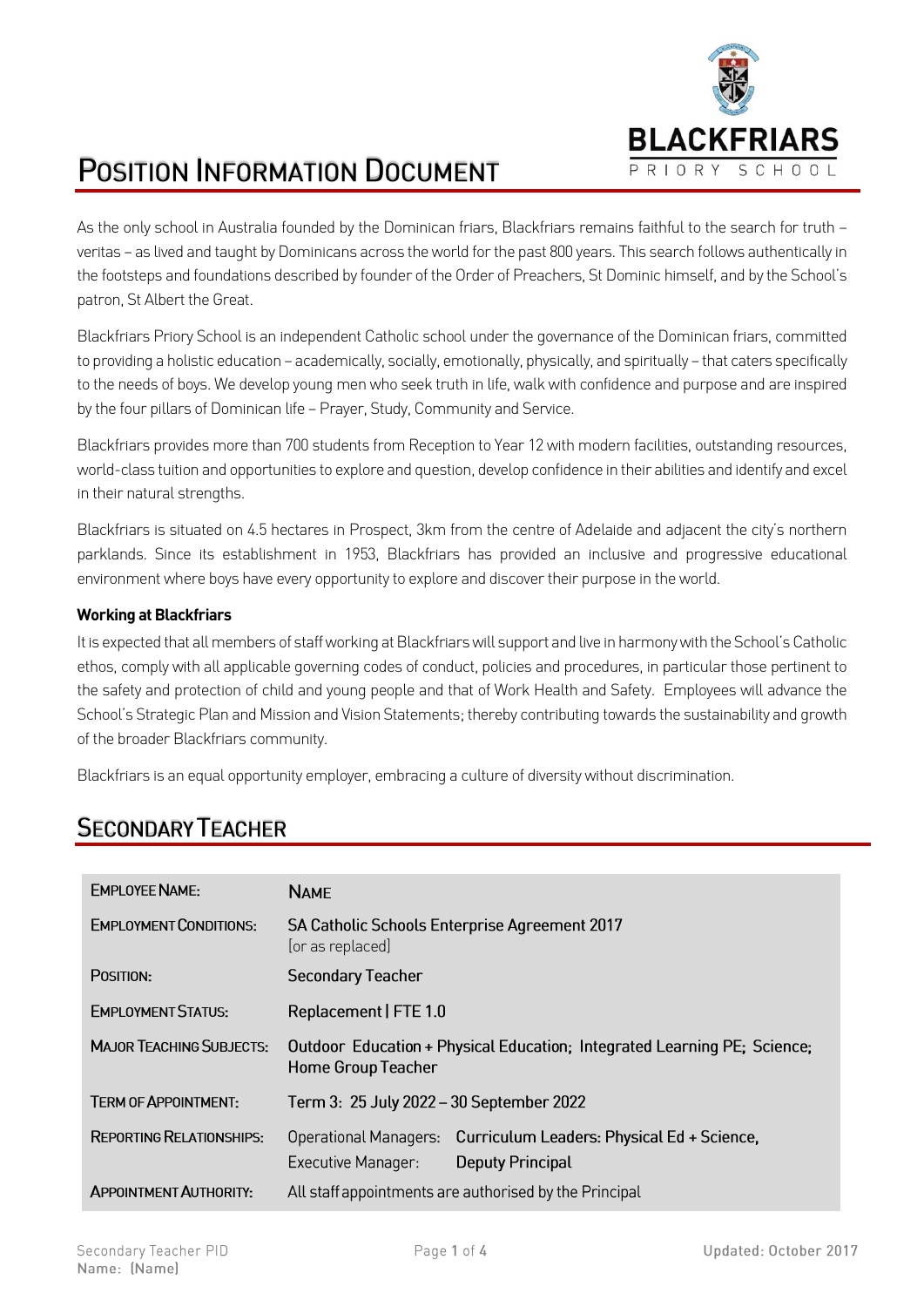# Position Information Document

BLACKFRIARS
PRIORY SCHOOL

As the only school in Australia founded by the Dominican friars, Blackfriars remains faithful to the search for truth – veritas – as lived and taught by Dominicans across the world for the past 800 years. This search follows authentically in the footsteps and foundations described by founder of the Order of Preachers, St Dominic himself, and by the School's patron, St Albert the Great.

Blackfriars Priory School is an independent Catholic school under the governance of the Dominican friars, committed to providing a holistic education – academically, socially, emotionally, physically, and spiritually – that caters specifically to the needs of boys. We develop young men who seek truth in life, walk with confidence and purpose and are inspired by the four pillars of Dominican life – Prayer, Study, Community and Service.

Blackfriars provides more than 700 students from Reception to Year 12 with modern facilities, outstanding resources, world-class tuition and opportunities to explore and question, develop confidence in their abilities and identify and excel in their natural strengths.

Blackfriars is situated on 4.5 hectares in Prospect, 3km from the centre of Adelaide and adjacent the city's northern parklands. Since its establishment in 1953, Blackfriars has provided an inclusive and progressive educational environment where boys have every opportunity to explore and discover their purpose in the world.

**Working at Blackfriars**

It is expected that all members of staff working at Blackfriars will support and live in harmony with the School's Catholic ethos, comply with all applicable governing codes of conduct, policies and procedures, in particular those pertinent to the safety and protection of child and young people and that of Work Health and Safety. Employees will advance the School's Strategic Plan and Mission and Vision Statements; thereby contributing towards the sustainability and growth of the broader Blackfriars community.

Blackfriars is an equal opportunity employer, embracing a culture of diversity without discrimination.

## Secondary Teacher

| | |
|---|---|
| EMPLOYEE NAME: | NAME |
| EMPLOYMENT CONDITIONS: | SA Catholic Schools Enterprise Agreement 2017 [or as replaced] |
| POSITION: | Secondary Teacher |
| EMPLOYMENT STATUS: | Replacement \| FTE 1.0 |
| MAJOR TEACHING SUBJECTS: | Outdoor Education + Physical Education; Integrated Learning PE; Science; Home Group Teacher |
| TERM OF APPOINTMENT: | Term 3: 25 July 2022 – 30 September 2022 |
| REPORTING RELATIONSHIPS: | Operational Managers: Curriculum Leaders: Physical Ed + Science, Executive Manager: Deputy Principal |
| APPOINTMENT AUTHORITY: | All staff appointments are authorised by the Principal |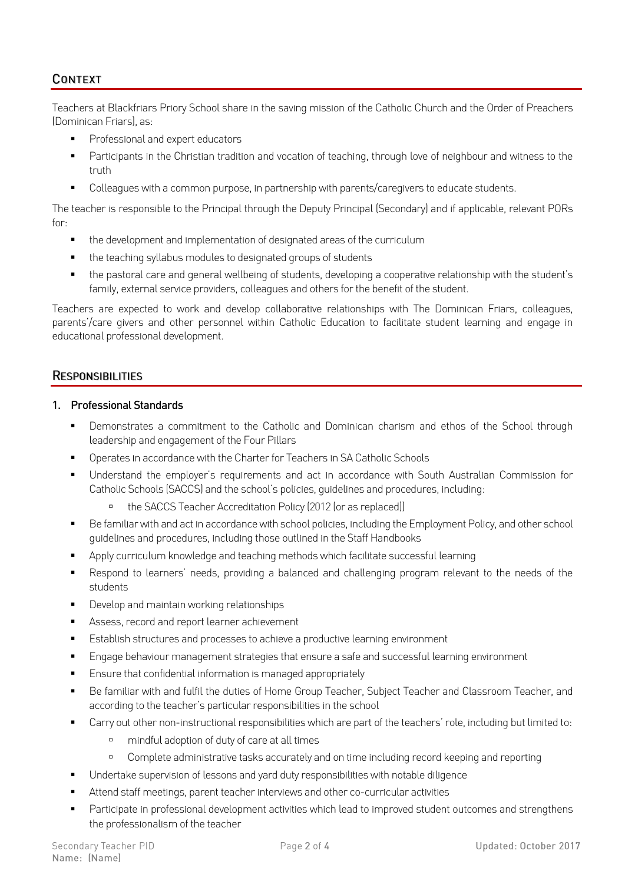## Context

Teachers at Blackfriars Priory School share in the saving mission of the Catholic Church and the Order of Preachers (Dominican Friars), as:

- Professional and expert educators
- Participants in the Christian tradition and vocation of teaching, through love of neighbour and witness to the truth
- Colleagues with a common purpose, in partnership with parents/caregivers to educate students.

The teacher is responsible to the Principal through the Deputy Principal (Secondary) and if applicable, relevant PORs for:

- the development and implementation of designated areas of the curriculum
- the teaching syllabus modules to designated groups of students
- the pastoral care and general wellbeing of students, developing a cooperative relationship with the student's family, external service providers, colleagues and others for the benefit of the student.

Teachers are expected to work and develop collaborative relationships with The Dominican Friars, colleagues, parents'/care givers and other personnel within Catholic Education to facilitate student learning and engage in educational professional development.

## Responsibilities

### 1. Professional Standards

- Demonstrates a commitment to the Catholic and Dominican charism and ethos of the School through leadership and engagement of the Four Pillars
- Operates in accordance with the Charter for Teachers in SA Catholic Schools
- Understand the employer's requirements and act in accordance with South Australian Commission for Catholic Schools (SACCS) and the school's policies, guidelines and procedures, including:
    - the SACCS Teacher Accreditation Policy (2012 (or as replaced))
- Be familiar with and act in accordance with school policies, including the Employment Policy, and other school guidelines and procedures, including those outlined in the Staff Handbooks
- Apply curriculum knowledge and teaching methods which facilitate successful learning
- Respond to learners' needs, providing a balanced and challenging program relevant to the needs of the students
- Develop and maintain working relationships
- Assess, record and report learner achievement
- Establish structures and processes to achieve a productive learning environment
- Engage behaviour management strategies that ensure a safe and successful learning environment
- Ensure that confidential information is managed appropriately
- Be familiar with and fulfil the duties of Home Group Teacher, Subject Teacher and Classroom Teacher, and according to the teacher's particular responsibilities in the school
- Carry out other non-instructional responsibilities which are part of the teachers' role, including but limited to:
    - mindful adoption of duty of care at all times
    - Complete administrative tasks accurately and on time including record keeping and reporting
- Undertake supervision of lessons and yard duty responsibilities with notable diligence
- Attend staff meetings, parent teacher interviews and other co-curricular activities
- Participate in professional development activities which lead to improved student outcomes and strengthens the professionalism of the teacher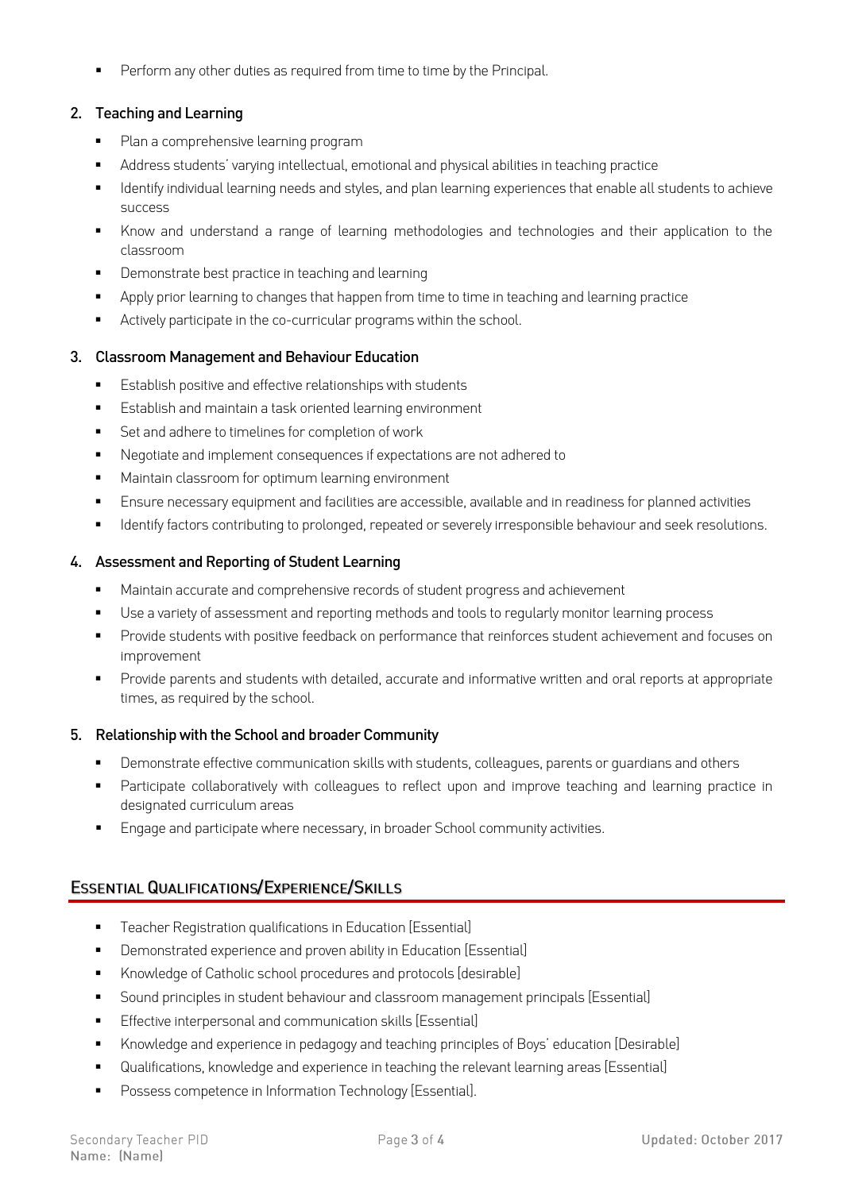- Perform any other duties as required from time to time by the Principal.

### 2. Teaching and Learning

- Plan a comprehensive learning program
- Address students' varying intellectual, emotional and physical abilities in teaching practice
- Identify individual learning needs and styles, and plan learning experiences that enable all students to achieve success
- Know and understand a range of learning methodologies and technologies and their application to the classroom
- Demonstrate best practice in teaching and learning
- Apply prior learning to changes that happen from time to time in teaching and learning practice
- Actively participate in the co-curricular programs within the school.

### 3. Classroom Management and Behaviour Education

- Establish positive and effective relationships with students
- Establish and maintain a task oriented learning environment
- Set and adhere to timelines for completion of work
- Negotiate and implement consequences if expectations are not adhered to
- Maintain classroom for optimum learning environment
- Ensure necessary equipment and facilities are accessible, available and in readiness for planned activities
- Identify factors contributing to prolonged, repeated or severely irresponsible behaviour and seek resolutions.

### 4. Assessment and Reporting of Student Learning

- Maintain accurate and comprehensive records of student progress and achievement
- Use a variety of assessment and reporting methods and tools to regularly monitor learning process
- Provide students with positive feedback on performance that reinforces student achievement and focuses on improvement
- Provide parents and students with detailed, accurate and informative written and oral reports at appropriate times, as required by the school.

### 5. Relationship with the School and broader Community

- Demonstrate effective communication skills with students, colleagues, parents or guardians and others
- Participate collaboratively with colleagues to reflect upon and improve teaching and learning practice in designated curriculum areas
- Engage and participate where necessary, in broader School community activities.

## Essential Qualifications/Experience/Skills

- Teacher Registration qualifications in Education [Essential]
- Demonstrated experience and proven ability in Education [Essential]
- Knowledge of Catholic school procedures and protocols [desirable]
- Sound principles in student behaviour and classroom management principals [Essential]
- Effective interpersonal and communication skills [Essential]
- Knowledge and experience in pedagogy and teaching principles of Boys' education [Desirable]
- Qualifications, knowledge and experience in teaching the relevant learning areas [Essential]
- Possess competence in Information Technology [Essential].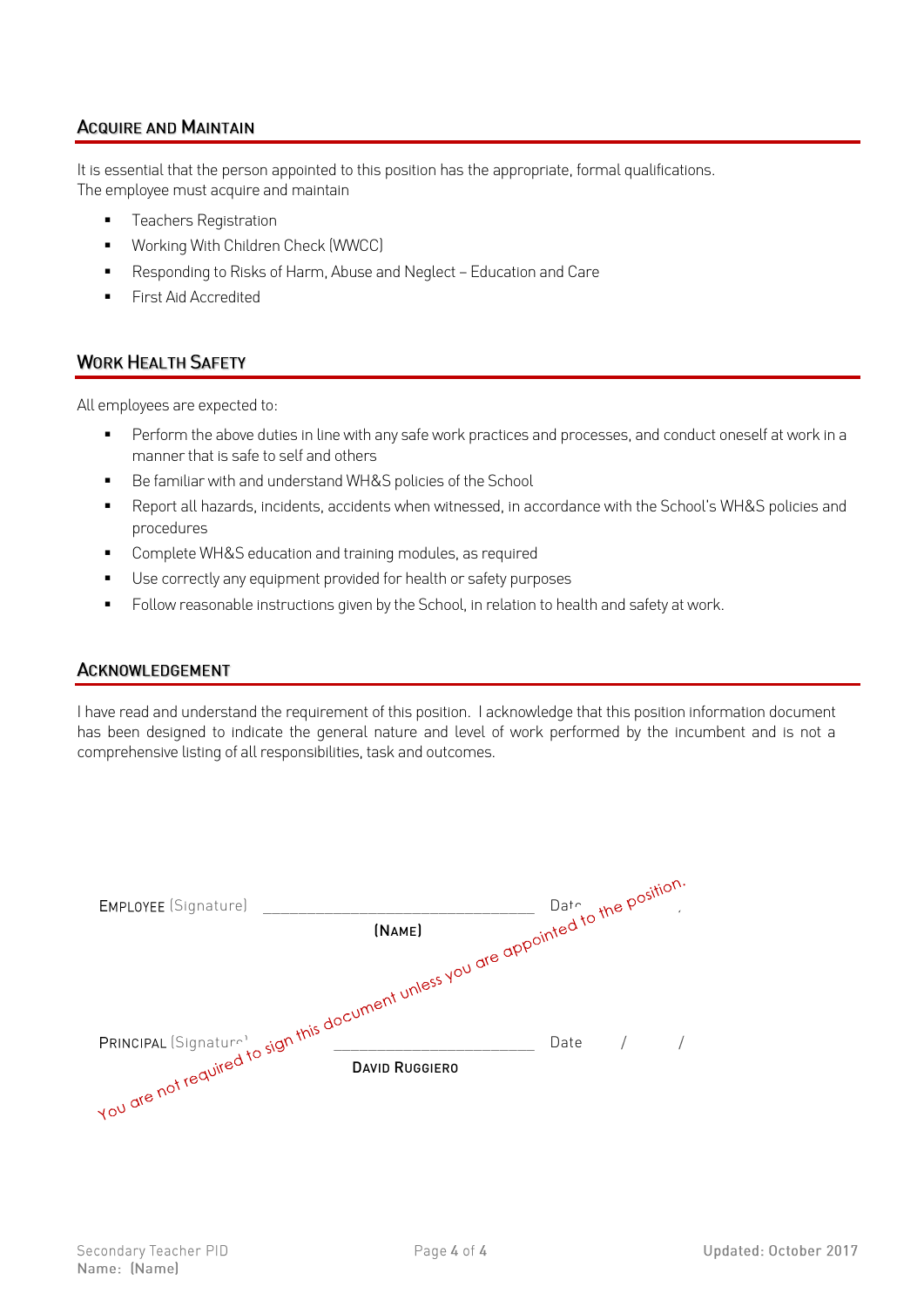## Acquire and Maintain

It is essential that the person appointed to this position has the appropriate, formal qualifications.
The employee must acquire and maintain

- Teachers Registration
- Working With Children Check (WWCC)
- Responding to Risks of Harm, Abuse and Neglect – Education and Care
- First Aid Accredited

## Work Health Safety

All employees are expected to:

- Perform the above duties in line with any safe work practices and processes, and conduct oneself at work in a manner that is safe to self and others
- Be familiar with and understand WH&S policies of the School
- Report all hazards, incidents, accidents when witnessed, in accordance with the School's WH&S policies and procedures
- Complete WH&S education and training modules, as required
- Use correctly any equipment provided for health or safety purposes
- Follow reasonable instructions given by the School, in relation to health and safety at work.

## Acknowledgement

I have read and understand the requirement of this position. I acknowledge that this position information document has been designed to indicate the general nature and level of work performed by the incumbent and is not a comprehensive listing of all responsibilities, task and outcomes.

EMPLOYEE (Signature) ______________________________ Date / /

(NAME)

PRINCIPAL (Signature) ______________________________ Date / /

DAVID RUGGIERO

You are not required to sign this document unless you are appointed to the position.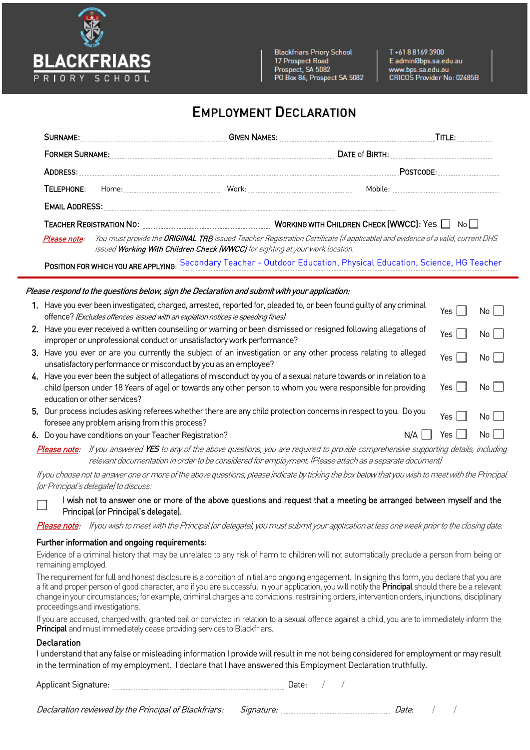**BLACKFRIARS**
PRIORY SCHOOL

Blackfriars Priory School
17 Prospect Road
Prospect, SA 5082
PO Box 86, Prospect SA 5082

T +61 8 8169 3900
E admin@bps.sa.edu.au
www.bps.sa.edu.au
CRICOS Provider No: 02485B

# Employment Declaration

Surname: .................................. Given Names: .................................. Title: ..........

Former Surname: .................................. Date of Birth: ..................................

Address: .................................. Postcode: ..........

Telephone: Home: .................. Work: .................. Mobile: ..................

Email Address: ..................................

Teacher Registration No: .................. Working with Children Check (WWCC): Yes ☐ No ☐

*Please note: You must provide the **ORIGINAL TRB** issued Teacher Registration Certificate (if applicable) and evidence of a valid, current DHS issued **Working With Children Check (WWCC)** for sighting at your work location.*

Position for which you are applying: Secondary Teacher - Outdoor Education, Physical Education, Science, HG Teacher

---

***Please respond to the questions below, sign the Declaration and submit with your application:***

1. Have you ever been investigated, charged, arrested, reported for, pleaded to, or been found guilty of any criminal offence? *(Excludes offences issued with an expiation notices ie speeding fines)* — Yes ☐ No ☐
2. Have you ever received a written counselling or warning or been dismissed or resigned following allegations of improper or unprofessional conduct or unsatisfactory work performance? — Yes ☐ No ☐
3. Have you ever or are you currently the subject of an investigation or any other process relating to alleged unsatisfactory performance or misconduct by you as an employee? — Yes ☐ No ☐
4. Have you ever been the subject of allegations of misconduct by you of a sexual nature towards or in relation to a child (person under 18 Years of age) or towards any other person to whom you were responsible for providing education or other services? — Yes ☐ No ☐
5. Our process includes asking referees whether there are any child protection concerns in respect to you. Do you foresee any problem arising from this process? — Yes ☐ No ☐
6. Do you have conditions on your Teacher Registration? — N/A ☐ Yes ☐ No ☐

*Please note: If you answered **YES** to any of the above questions, you are required to provide comprehensive supporting details, including relevant documentation in order to be considered for employment. (Please attach as a separate document)*

*If you choose not to answer one or more of the above questions, please indicate by ticking the box below that you wish to meet with the Principal (or Principal's delegate) to discuss:*

☐ I wish not to answer one or more of the above questions and request that a meeting be arranged between myself and the Principal (or Principal's delegate).

*Please note: If you wish to meet with the Principal (or delegate), you must submit your application at less one week prior to the closing date.*

### Further information and ongoing requirements:

Evidence of a criminal history that may be unrelated to any risk of harm to children will not automatically preclude a person from being or remaining employed.

The requirement for full and honest disclosure is a condition of initial and ongoing engagement. In signing this form, you declare that you are a fit and proper person of good character, and if you are successful in your application, you will notify the **Principal** should there be a relevant change in your circumstances; for example, criminal charges and convictions, restraining orders, intervention orders, injunctions, disciplinary proceedings and investigations.

If you are accused, charged with, granted bail or convicted in relation to a sexual offence against a child, you are to immediately inform the **Principal** and must immediately cease providing services to Blackfriars.

### Declaration

I understand that any false or misleading information I provide will result in me not being considered for employment or may result in the termination of my employment. I declare that I have answered this Employment Declaration truthfully.

Applicant Signature: .................................. Date: / /

*Declaration reviewed by the Principal of Blackfriars: Signature: .................................. Date: / /*